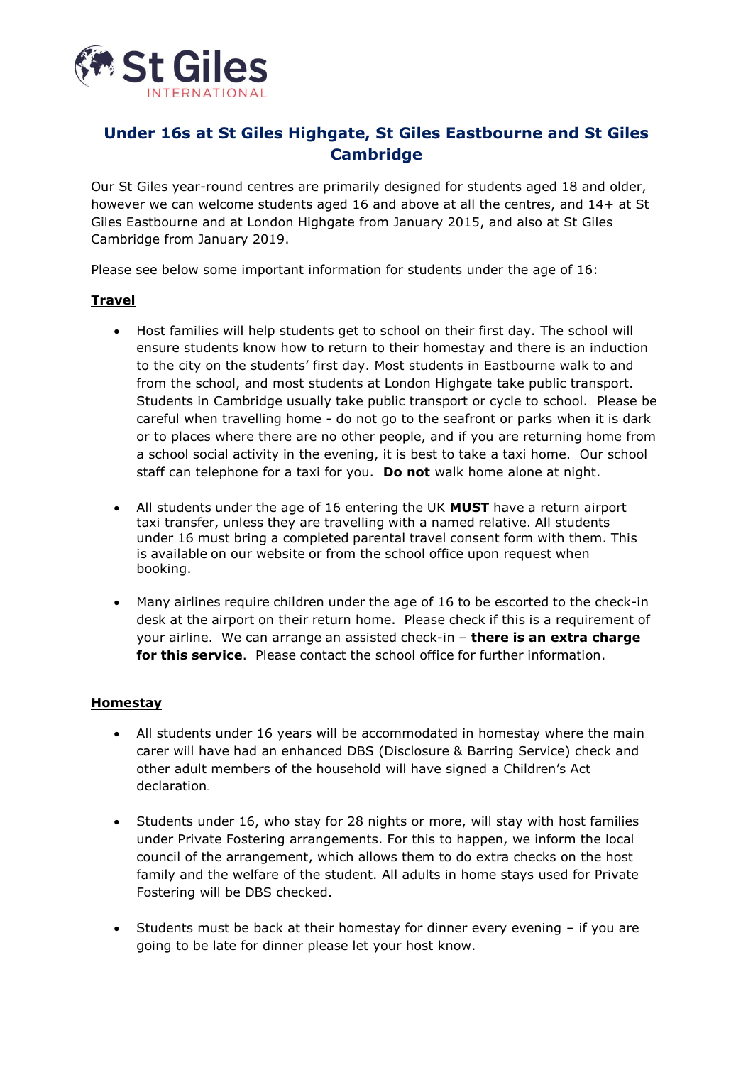St Giles INTERNATIONAL

# Under 16s at St Giles Highgate, St Giles Eastbourne and St Giles Cambridge

Our St Giles year-round centres are primarily designed for students aged 18 and older, however we can welcome students aged 16 and above at all the centres, and 14+ at St Giles Eastbourne and at London Highgate from January 2015, and also at St Giles Cambridge from January 2019.

Please see below some important information for students under the age of 16:

## Travel

- Host families will help students get to school on their first day. The school will ensure students know how to return to their homestay and there is an induction to the city on the students' first day. Most students in Eastbourne walk to and from the school, and most students at London Highgate take public transport. Students in Cambridge usually take public transport or cycle to school. Please be careful when travelling home - do not go to the seafront or parks when it is dark or to places where there are no other people, and if you are returning home from a school social activity in the evening, it is best to take a taxi home. Our school staff can telephone for a taxi for you. **Do not** walk home alone at night.

- All students under the age of 16 entering the UK **MUST** have a return airport taxi transfer, unless they are travelling with a named relative. All students under 16 must bring a completed parental travel consent form with them. This is available on our website or from the school office upon request when booking.

- Many airlines require children under the age of 16 to be escorted to the check-in desk at the airport on their return home. Please check if this is a requirement of your airline. We can arrange an assisted check-in – **there is an extra charge for this service**. Please contact the school office for further information.

## Homestay

- All students under 16 years will be accommodated in homestay where the main carer will have had an enhanced DBS (Disclosure & Barring Service) check and other adult members of the household will have signed a Children's Act declaration.

- Students under 16, who stay for 28 nights or more, will stay with host families under Private Fostering arrangements. For this to happen, we inform the local council of the arrangement, which allows them to do extra checks on the host family and the welfare of the student. All adults in home stays used for Private Fostering will be DBS checked.

- Students must be back at their homestay for dinner every evening – if you are going to be late for dinner please let your host know.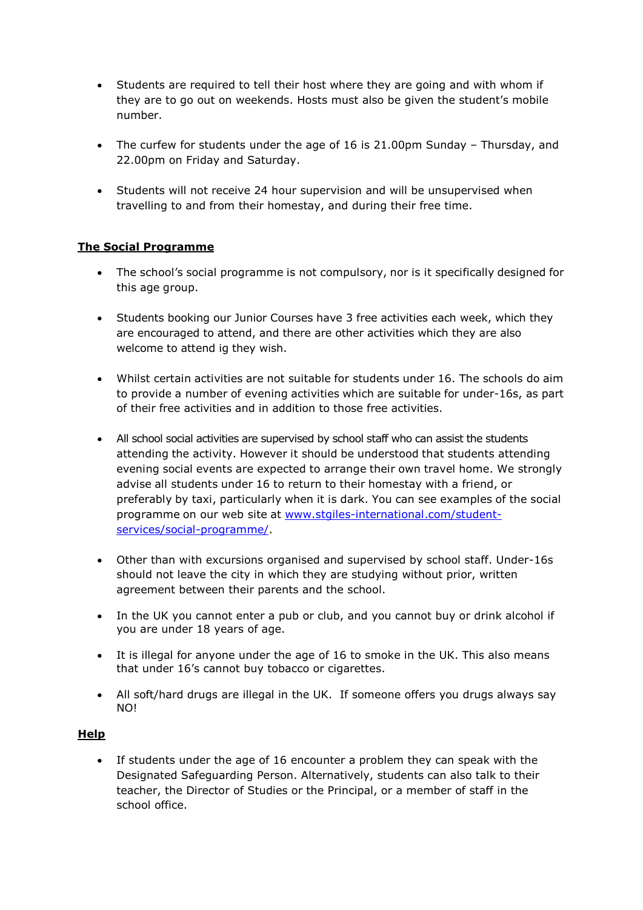- Students are required to tell their host where they are going and with whom if they are to go out on weekends. Hosts must also be given the student's mobile number.

- The curfew for students under the age of 16 is 21.00pm Sunday – Thursday, and 22.00pm on Friday and Saturday.

- Students will not receive 24 hour supervision and will be unsupervised when travelling to and from their homestay, and during their free time.

**The Social Programme**

- The school's social programme is not compulsory, nor is it specifically designed for this age group.

- Students booking our Junior Courses have 3 free activities each week, which they are encouraged to attend, and there are other activities which they are also welcome to attend ig they wish.

- Whilst certain activities are not suitable for students under 16. The schools do aim to provide a number of evening activities which are suitable for under-16s, as part of their free activities and in addition to those free activities.

- All school social activities are supervised by school staff who can assist the students attending the activity. However it should be understood that students attending evening social events are expected to arrange their own travel home. We strongly advise all students under 16 to return to their homestay with a friend, or preferably by taxi, particularly when it is dark. You can see examples of the social programme on our web site at [www.stgiles-international.com/student-services/social-programme/](www.stgiles-international.com/student-services/social-programme/).

- Other than with excursions organised and supervised by school staff. Under-16s should not leave the city in which they are studying without prior, written agreement between their parents and the school.

- In the UK you cannot enter a pub or club, and you cannot buy or drink alcohol if you are under 18 years of age.

- It is illegal for anyone under the age of 16 to smoke in the UK. This also means that under 16's cannot buy tobacco or cigarettes.

- All soft/hard drugs are illegal in the UK. If someone offers you drugs always say NO!

**Help**

- If students under the age of 16 encounter a problem they can speak with the Designated Safeguarding Person. Alternatively, students can also talk to their teacher, the Director of Studies or the Principal, or a member of staff in the school office.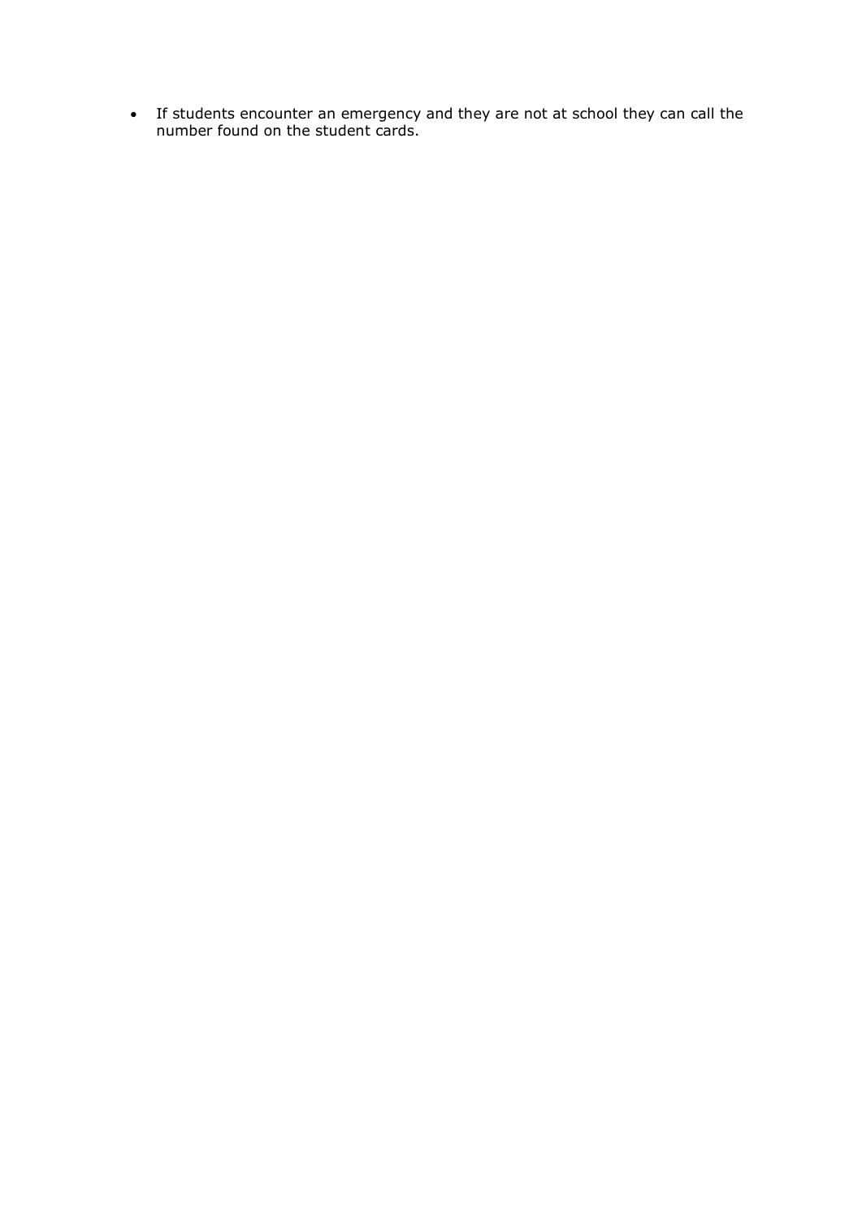- If students encounter an emergency and they are not at school they can call the number found on the student cards.